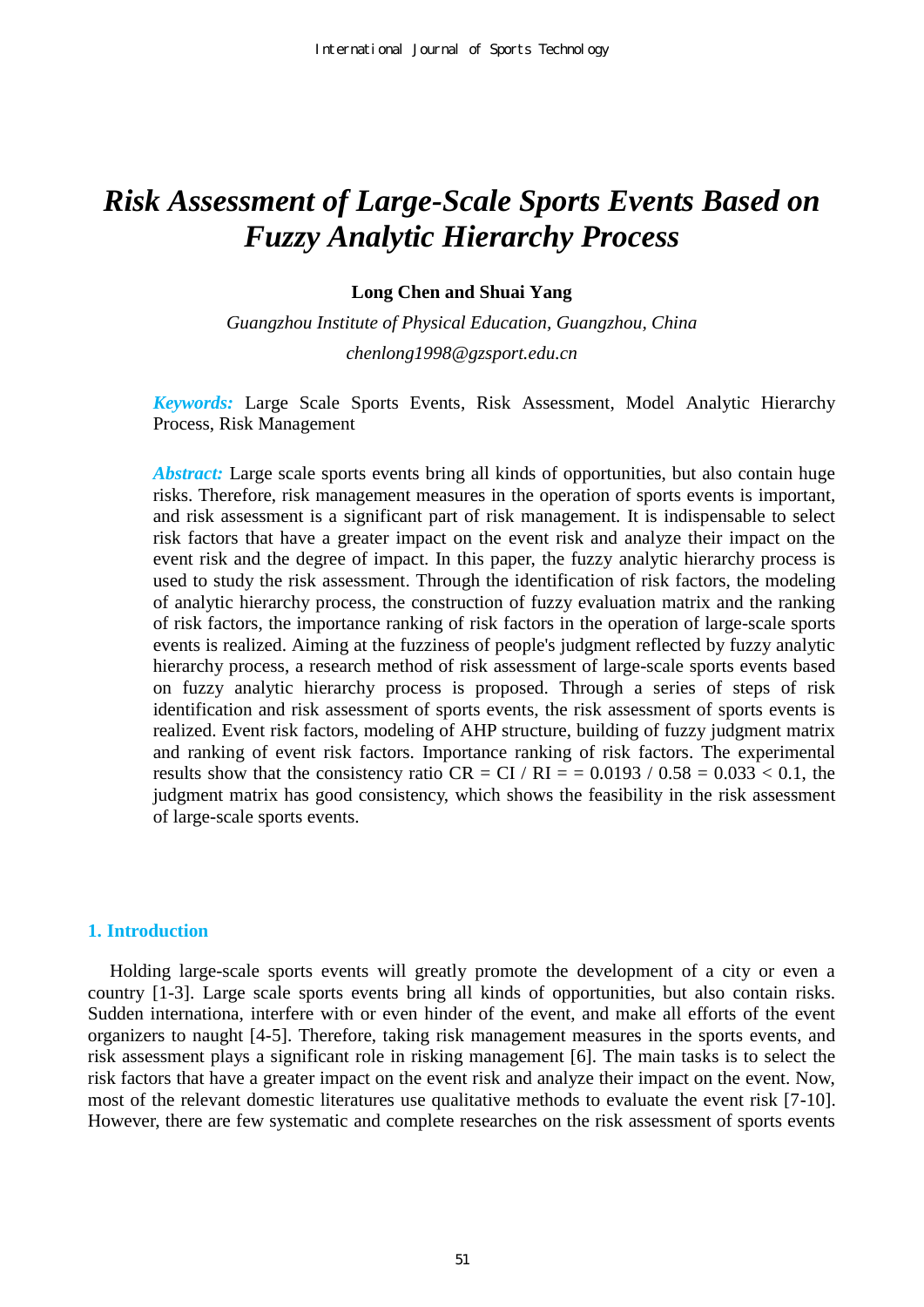# *Risk Assessment of Large-Scale Sports Events Based on Fuzzy Analytic Hierarchy Process*

**Long Chen and Shuai Yang**

*Guangzhou Institute of Physical Education, Guangzhou, China*

*chenlong1998@gzsport.edu.cn*

***Keywords:*** Large Scale Sports Events, Risk Assessment, Model Analytic Hierarchy Process, Risk Management

***Abstract:*** Large scale sports events bring all kinds of opportunities, but also contain huge risks. Therefore, risk management measures in the operation of sports events is important, and risk assessment is a significant part of risk management. It is indispensable to select risk factors that have a greater impact on the event risk and analyze their impact on the event risk and the degree of impact. In this paper, the fuzzy analytic hierarchy process is used to study the risk assessment. Through the identification of risk factors, the modeling of analytic hierarchy process, the construction of fuzzy evaluation matrix and the ranking of risk factors, the importance ranking of risk factors in the operation of large-scale sports events is realized. Aiming at the fuzziness of people's judgment reflected by fuzzy analytic hierarchy process, a research method of risk assessment of large-scale sports events based on fuzzy analytic hierarchy process is proposed. Through a series of steps of risk identification and risk assessment of sports events, the risk assessment of sports events is realized. Event risk factors, modeling of AHP structure, building of fuzzy judgment matrix and ranking of event risk factors. Importance ranking of risk factors. The experimental results show that the consistency ratio CR = CI / RI = = 0.0193 / 0.58 = 0.033 < 0.1, the judgment matrix has good consistency, which shows the feasibility in the risk assessment of large-scale sports events.

## 1. Introduction

Holding large-scale sports events will greatly promote the development of a city or even a country [1-3]. Large scale sports events bring all kinds of opportunities, but also contain risks. Sudden internationa, interfere with or even hinder of the event, and make all efforts of the event organizers to naught [4-5]. Therefore, taking risk management measures in the sports events, and risk assessment plays a significant role in risking management [6]. The main tasks is to select the risk factors that have a greater impact on the event risk and analyze their impact on the event. Now, most of the relevant domestic literatures use qualitative methods to evaluate the event risk [7-10]. However, there are few systematic and complete researches on the risk assessment of sports events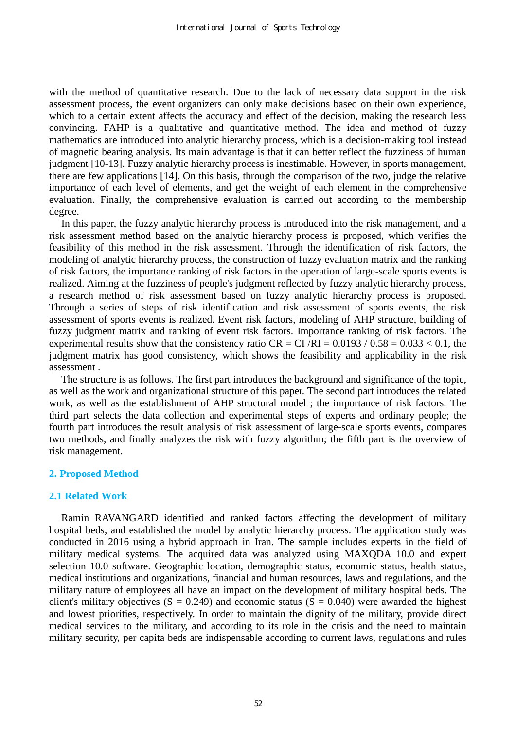with the method of quantitative research. Due to the lack of necessary data support in the risk assessment process, the event organizers can only make decisions based on their own experience, which to a certain extent affects the accuracy and effect of the decision, making the research less convincing. FAHP is a qualitative and quantitative method. The idea and method of fuzzy mathematics are introduced into analytic hierarchy process, which is a decision-making tool instead of magnetic bearing analysis. Its main advantage is that it can better reflect the fuzziness of human judgment [10-13]. Fuzzy analytic hierarchy process is inestimable. However, in sports management, there are few applications [14]. On this basis, through the comparison of the two, judge the relative importance of each level of elements, and get the weight of each element in the comprehensive evaluation. Finally, the comprehensive evaluation is carried out according to the membership degree.

In this paper, the fuzzy analytic hierarchy process is introduced into the risk management, and a risk assessment method based on the analytic hierarchy process is proposed, which verifies the feasibility of this method in the risk assessment. Through the identification of risk factors, the modeling of analytic hierarchy process, the construction of fuzzy evaluation matrix and the ranking of risk factors, the importance ranking of risk factors in the operation of large-scale sports events is realized. Aiming at the fuzziness of people's judgment reflected by fuzzy analytic hierarchy process, a research method of risk assessment based on fuzzy analytic hierarchy process is proposed. Through a series of steps of risk identification and risk assessment of sports events, the risk assessment of sports events is realized. Event risk factors, modeling of AHP structure, building of fuzzy judgment matrix and ranking of event risk factors. Importance ranking of risk factors. The experimental results show that the consistency ratio $CR = CI / RI = 0.0193 / 0.58 = 0.033 < 0.1$, the judgment matrix has good consistency, which shows the feasibility and applicability in the risk assessment .

The structure is as follows. The first part introduces the background and significance of the topic, as well as the work and organizational structure of this paper. The second part introduces the related work, as well as the establishment of AHP structural model ; the importance of risk factors. The third part selects the data collection and experimental steps of experts and ordinary people; the fourth part introduces the result analysis of risk assessment of large-scale sports events, compares two methods, and finally analyzes the risk with fuzzy algorithm; the fifth part is the overview of risk management.

## 2. Proposed Method

### 2.1 Related Work

Ramin RAVANGARD identified and ranked factors affecting the development of military hospital beds, and established the model by analytic hierarchy process. The application study was conducted in 2016 using a hybrid approach in Iran. The sample includes experts in the field of military medical systems. The acquired data was analyzed using MAXQDA 10.0 and expert selection 10.0 software. Geographic location, demographic status, economic status, health status, medical institutions and organizations, financial and human resources, laws and regulations, and the military nature of employees all have an impact on the development of military hospital beds. The client's military objectives ($S = 0.249$) and economic status ($S = 0.040$) were awarded the highest and lowest priorities, respectively. In order to maintain the dignity of the military, provide direct medical services to the military, and according to its role in the crisis and the need to maintain military security, per capita beds are indispensable according to current laws, regulations and rules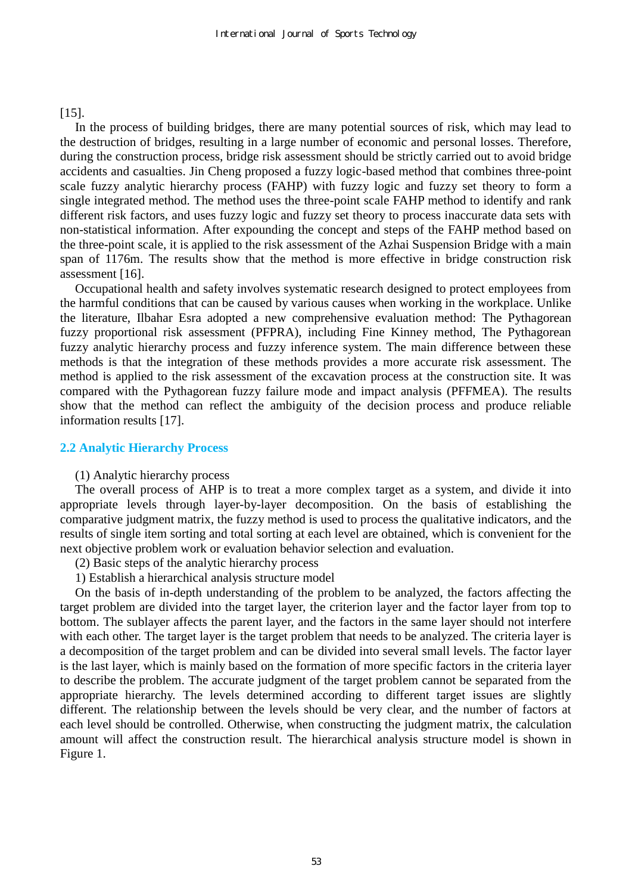[15].

In the process of building bridges, there are many potential sources of risk, which may lead to the destruction of bridges, resulting in a large number of economic and personal losses. Therefore, during the construction process, bridge risk assessment should be strictly carried out to avoid bridge accidents and casualties. Jin Cheng proposed a fuzzy logic-based method that combines three-point scale fuzzy analytic hierarchy process (FAHP) with fuzzy logic and fuzzy set theory to form a single integrated method. The method uses the three-point scale FAHP method to identify and rank different risk factors, and uses fuzzy logic and fuzzy set theory to process inaccurate data sets with non-statistical information. After expounding the concept and steps of the FAHP method based on the three-point scale, it is applied to the risk assessment of the Azhai Suspension Bridge with a main span of 1176m. The results show that the method is more effective in bridge construction risk assessment [16].

Occupational health and safety involves systematic research designed to protect employees from the harmful conditions that can be caused by various causes when working in the workplace. Unlike the literature, Ilbahar Esra adopted a new comprehensive evaluation method: The Pythagorean fuzzy proportional risk assessment (PFPRA), including Fine Kinney method, The Pythagorean fuzzy analytic hierarchy process and fuzzy inference system. The main difference between these methods is that the integration of these methods provides a more accurate risk assessment. The method is applied to the risk assessment of the excavation process at the construction site. It was compared with the Pythagorean fuzzy failure mode and impact analysis (PFFMEA). The results show that the method can reflect the ambiguity of the decision process and produce reliable information results [17].

## 2.2 Analytic Hierarchy Process

(1) Analytic hierarchy process

The overall process of AHP is to treat a more complex target as a system, and divide it into appropriate levels through layer-by-layer decomposition. On the basis of establishing the comparative judgment matrix, the fuzzy method is used to process the qualitative indicators, and the results of single item sorting and total sorting at each level are obtained, which is convenient for the next objective problem work or evaluation behavior selection and evaluation.

(2) Basic steps of the analytic hierarchy process

1) Establish a hierarchical analysis structure model

On the basis of in-depth understanding of the problem to be analyzed, the factors affecting the target problem are divided into the target layer, the criterion layer and the factor layer from top to bottom. The sublayer affects the parent layer, and the factors in the same layer should not interfere with each other. The target layer is the target problem that needs to be analyzed. The criteria layer is a decomposition of the target problem and can be divided into several small levels. The factor layer is the last layer, which is mainly based on the formation of more specific factors in the criteria layer to describe the problem. The accurate judgment of the target problem cannot be separated from the appropriate hierarchy. The levels determined according to different target issues are slightly different. The relationship between the levels should be very clear, and the number of factors at each level should be controlled. Otherwise, when constructing the judgment matrix, the calculation amount will affect the construction result. The hierarchical analysis structure model is shown in Figure 1.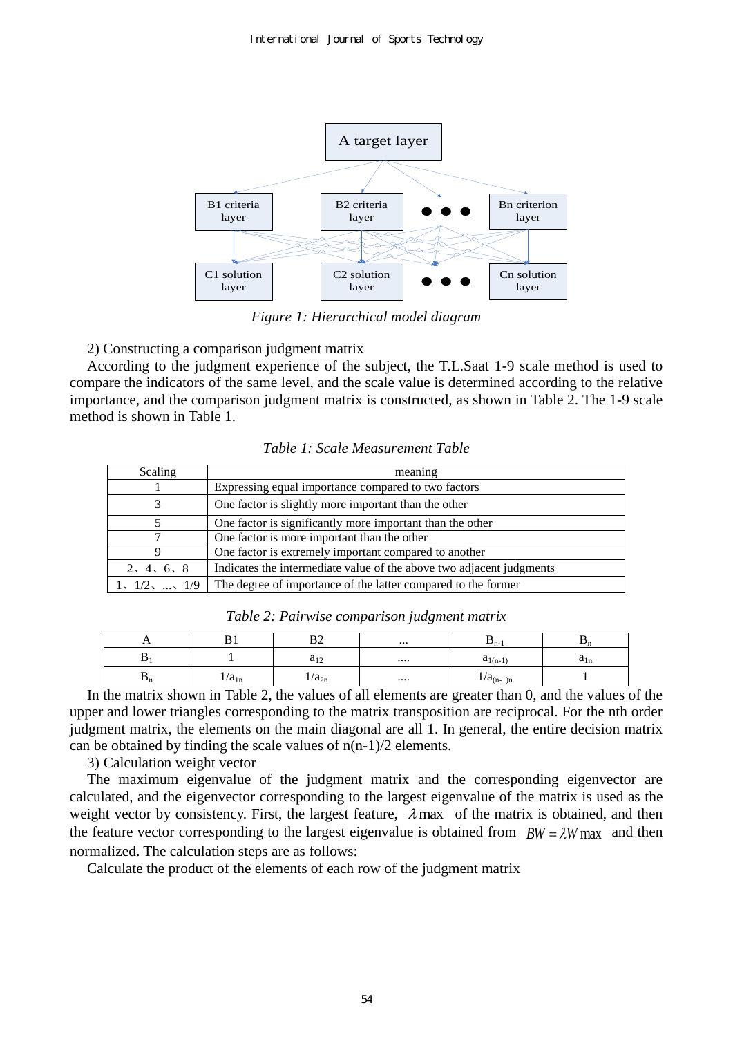A target layer

B1 criteria layer | B2 criteria layer | ... | Bn criterion layer

C1 solution layer | C2 solution layer | ... | Cn solution layer

*Figure 1: Hierarchical model diagram*

2) Constructing a comparison judgment matrix

According to the judgment experience of the subject, the T.L.Saat 1-9 scale method is used to compare the indicators of the same level, and the scale value is determined according to the relative importance, and the comparison judgment matrix is constructed, as shown in Table 2. The 1-9 scale method is shown in Table 1.

*Table 1: Scale Measurement Table*

| Scaling | meaning |
|---|---|
| 1 | Expressing equal importance compared to two factors |
| 3 | One factor is slightly more important than the other |
| 5 | One factor is significantly more important than the other |
| 7 | One factor is more important than the other |
| 9 | One factor is extremely important compared to another |
| 2、4、6、8 | Indicates the intermediate value of the above two adjacent judgments |
| 1、1/2、...、1/9 | The degree of importance of the latter compared to the former |

*Table 2: Pairwise comparison judgment matrix*

| A | B1 | B2 | ... | $B_{n-1}$ | $B_n$ |
|---|---|---|---|---|---|
| $B_1$ | 1 | $a_{12}$ | .... | $a_{1(n-1)}$ | $a_{1n}$ |
| $B_n$ | $1/a_{1n}$ | $1/a_{2n}$ | .... | $1/a_{(n-1)n}$ | 1 |

In the matrix shown in Table 2, the values of all elements are greater than 0, and the values of the upper and lower triangles corresponding to the matrix transposition are reciprocal. For the nth order judgment matrix, the elements on the main diagonal are all 1. In general, the entire decision matrix can be obtained by finding the scale values of n(n-1)/2 elements.

3) Calculation weight vector

The maximum eigenvalue of the judgment matrix and the corresponding eigenvector are calculated, and the eigenvector corresponding to the largest eigenvalue of the matrix is used as the weight vector by consistency. First, the largest feature, $\lambda \max$ of the matrix is obtained, and then the feature vector corresponding to the largest eigenvalue is obtained from $BW = \lambda W \max$ and then normalized. The calculation steps are as follows:

Calculate the product of the elements of each row of the judgment matrix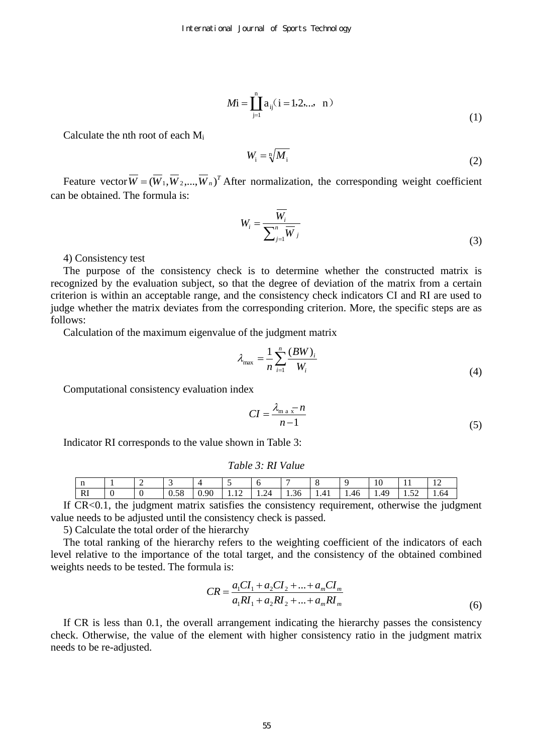$$Mi = \prod_{j=1}^{n} a_{ij} \quad (i = 1,2,..., n) \tag{1}$$

Calculate the nth root of each $M_i$

$$W_i = \sqrt[n]{M_i} \tag{2}$$

Feature vector $\overline{W} = (\overline{W}_1, \overline{W}_2, ..., \overline{W}_n)^T$ After normalization, the corresponding weight coefficient can be obtained. The formula is:

$$W_i = \frac{\overline{W_i}}{\sum_{j=1}^{n} \overline{W}_j} \tag{3}$$

4) Consistency test

The purpose of the consistency check is to determine whether the constructed matrix is recognized by the evaluation subject, so that the degree of deviation of the matrix from a certain criterion is within an acceptable range, and the consistency check indicators CI and RI are used to judge whether the matrix deviates from the corresponding criterion. More, the specific steps are as follows:

Calculation of the maximum eigenvalue of the judgment matrix

$$\lambda_{\max} = \frac{1}{n} \sum_{i=1}^{n} \frac{(BW)_i}{W_i} \tag{4}$$

Computational consistency evaluation index

$$CI = \frac{\lambda_{\max} - n}{n-1} \tag{5}$$

Indicator RI corresponds to the value shown in Table 3:

*Table 3: RI Value*

| n | 1 | 2 | 3 | 4 | 5 | 6 | 7 | 8 | 9 | 10 | 11 | 12 |
|---|---|---|---|---|---|---|---|---|---|---|---|---|
| RI | 0 | 0 | 0.58 | 0.90 | 1.12 | 1.24 | 1.36 | 1.41 | 1.46 | 1.49 | 1.52 | 1.64 |

If CR<0.1, the judgment matrix satisfies the consistency requirement, otherwise the judgment value needs to be adjusted until the consistency check is passed.

5) Calculate the total order of the hierarchy

The total ranking of the hierarchy refers to the weighting coefficient of the indicators of each level relative to the importance of the total target, and the consistency of the obtained combined weights needs to be tested. The formula is:

$$CR = \frac{a_1 CI_1 + a_2 CI_2 + ... + a_m CI_m}{a_1 RI_1 + a_2 RI_2 + ... + a_m RI_m} \tag{6}$$

If CR is less than 0.1, the overall arrangement indicating the hierarchy passes the consistency check. Otherwise, the value of the element with higher consistency ratio in the judgment matrix needs to be re-adjusted.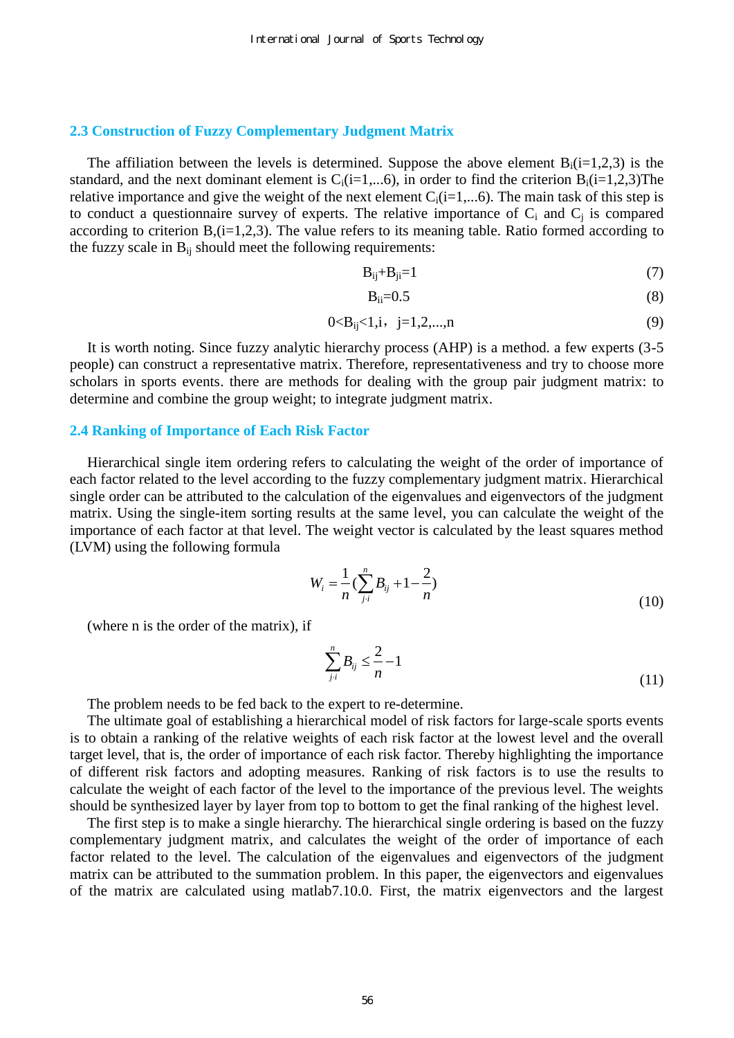### 2.3 Construction of Fuzzy Complementary Judgment Matrix

The affiliation between the levels is determined. Suppose the above element $B_i$(i=1,2,3) is the standard, and the next dominant element is $C_i$(i=1,...6), in order to find the criterion $B_i$(i=1,2,3)The relative importance and give the weight of the next element $C_i$(i=1,...6). The main task of this step is to conduct a questionnaire survey of experts. The relative importance of $C_i$ and $C_j$ is compared according to criterion B,(i=1,2,3). The value refers to its meaning table. Ratio formed according to the fuzzy scale in $B_{ij}$ should meet the following requirements:

$$B_{ij}+B_{ji}=1 \tag{7}$$

$$B_{ii}=0.5 \tag{8}$$

$$0<B_{ij}<1, i，j=1,2,...,n \tag{9}$$

It is worth noting. Since fuzzy analytic hierarchy process (AHP) is a method. a few experts (3-5 people) can construct a representative matrix. Therefore, representativeness and try to choose more scholars in sports events. there are methods for dealing with the group pair judgment matrix: to determine and combine the group weight; to integrate judgment matrix.

### 2.4 Ranking of Importance of Each Risk Factor

Hierarchical single item ordering refers to calculating the weight of the order of importance of each factor related to the level according to the fuzzy complementary judgment matrix. Hierarchical single order can be attributed to the calculation of the eigenvalues and eigenvectors of the judgment matrix. Using the single-item sorting results at the same level, you can calculate the weight of the importance of each factor at that level. The weight vector is calculated by the least squares method (LVM) using the following formula

$$W_i = \frac{1}{n}\left(\sum_{j \cdot i}^{n} B_{ij} + 1 - \frac{2}{n}\right) \tag{10}$$

(where n is the order of the matrix), if

$$\sum_{j \cdot i}^{n} B_{ij} \leq \frac{2}{n} - 1 \tag{11}$$

The problem needs to be fed back to the expert to re-determine.

The ultimate goal of establishing a hierarchical model of risk factors for large-scale sports events is to obtain a ranking of the relative weights of each risk factor at the lowest level and the overall target level, that is, the order of importance of each risk factor. Thereby highlighting the importance of different risk factors and adopting measures. Ranking of risk factors is to use the results to calculate the weight of each factor of the level to the importance of the previous level. The weights should be synthesized layer by layer from top to bottom to get the final ranking of the highest level.

The first step is to make a single hierarchy. The hierarchical single ordering is based on the fuzzy complementary judgment matrix, and calculates the weight of the order of importance of each factor related to the level. The calculation of the eigenvalues and eigenvectors of the judgment matrix can be attributed to the summation problem. In this paper, the eigenvectors and eigenvalues of the matrix are calculated using matlab7.10.0. First, the matrix eigenvectors and the largest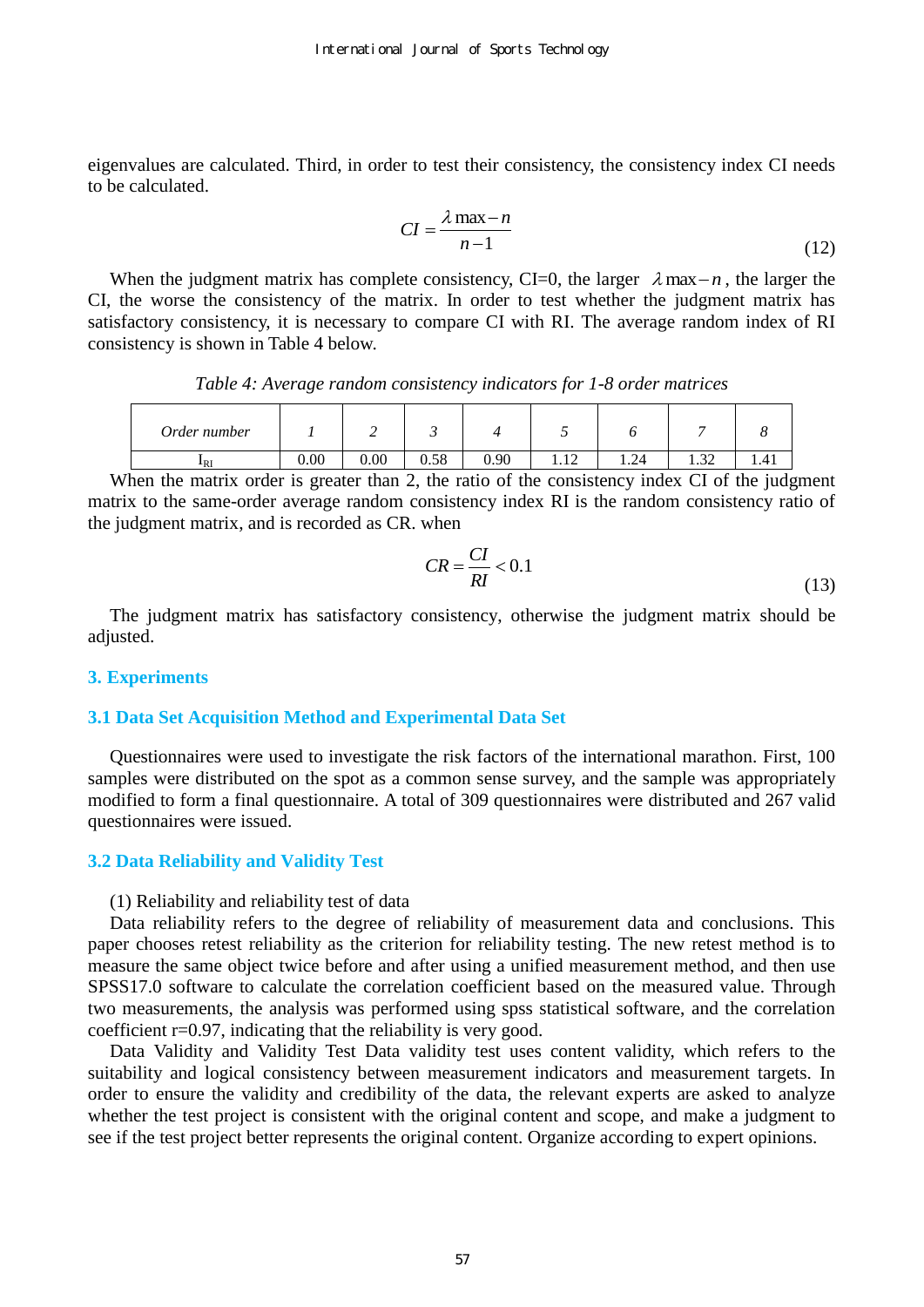eigenvalues are calculated. Third, in order to test their consistency, the consistency index CI needs to be calculated.

$$CI = \frac{\lambda \max - n}{n-1} \tag{12}$$

When the judgment matrix has complete consistency, CI=0, the larger $\lambda \max - n$, the larger the CI, the worse the consistency of the matrix. In order to test whether the judgment matrix has satisfactory consistency, it is necessary to compare CI with RI. The average random index of RI consistency is shown in Table 4 below.

*Table 4: Average random consistency indicators for 1-8 order matrices*

| *Order number* | *1* | *2* | *3* | *4* | *5* | *6* | *7* | *8* |
|---|---|---|---|---|---|---|---|---|
| $I_{RI}$ | 0.00 | 0.00 | 0.58 | 0.90 | 1.12 | 1.24 | 1.32 | 1.41 |

When the matrix order is greater than 2, the ratio of the consistency index CI of the judgment matrix to the same-order average random consistency index RI is the random consistency ratio of the judgment matrix, and is recorded as CR. when

$$CR = \frac{CI}{RI} < 0.1 \tag{13}$$

The judgment matrix has satisfactory consistency, otherwise the judgment matrix should be adjusted.

## 3. Experiments

### 3.1 Data Set Acquisition Method and Experimental Data Set

Questionnaires were used to investigate the risk factors of the international marathon. First, 100 samples were distributed on the spot as a common sense survey, and the sample was appropriately modified to form a final questionnaire. A total of 309 questionnaires were distributed and 267 valid questionnaires were issued.

### 3.2 Data Reliability and Validity Test

(1) Reliability and reliability test of data

Data reliability refers to the degree of reliability of measurement data and conclusions. This paper chooses retest reliability as the criterion for reliability testing. The new retest method is to measure the same object twice before and after using a unified measurement method, and then use SPSS17.0 software to calculate the correlation coefficient based on the measured value. Through two measurements, the analysis was performed using spss statistical software, and the correlation coefficient r=0.97, indicating that the reliability is very good.

Data Validity and Validity Test Data validity test uses content validity, which refers to the suitability and logical consistency between measurement indicators and measurement targets. In order to ensure the validity and credibility of the data, the relevant experts are asked to analyze whether the test project is consistent with the original content and scope, and make a judgment to see if the test project better represents the original content. Organize according to expert opinions.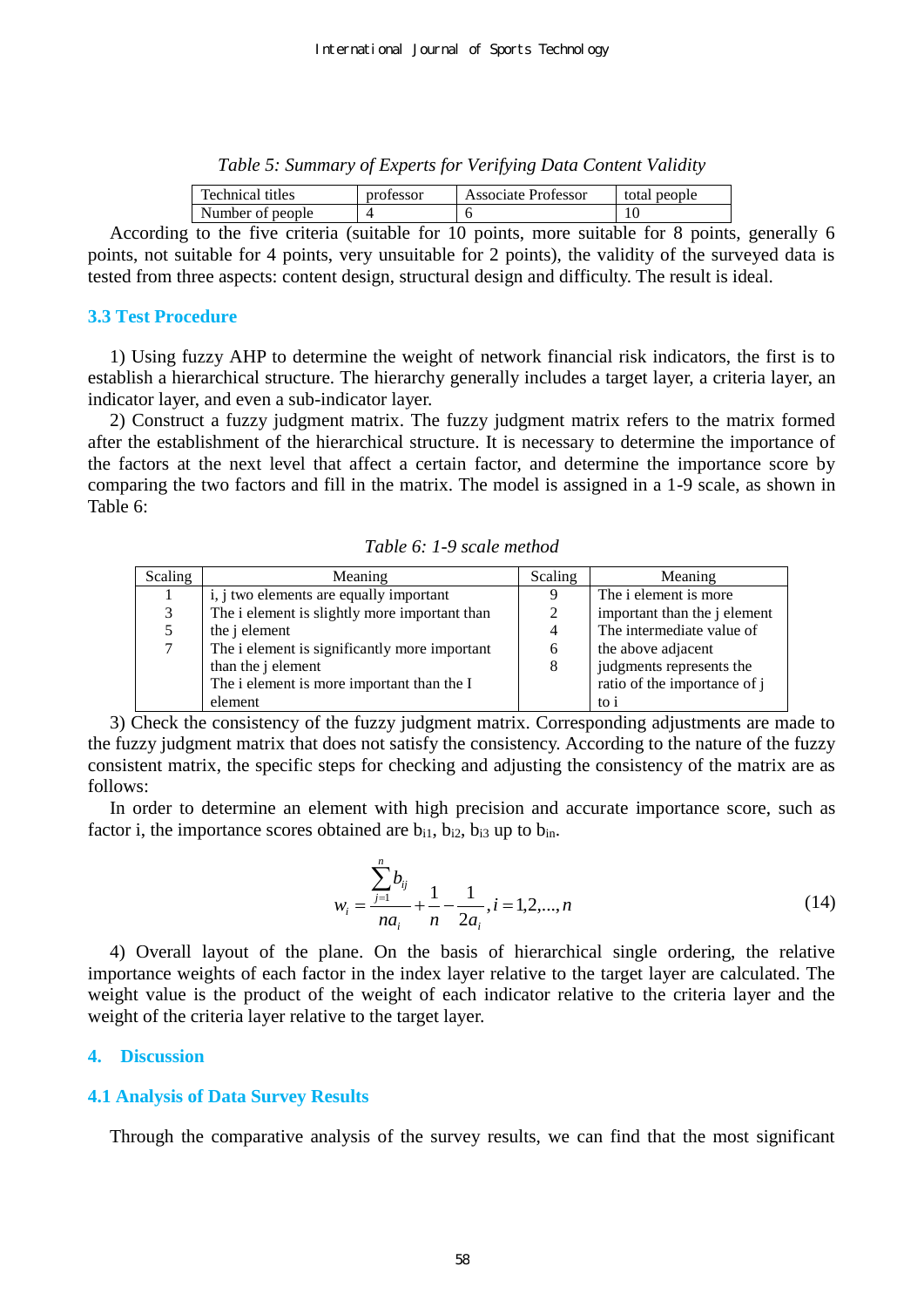*Table 5: Summary of Experts for Verifying Data Content Validity*

| Technical titles | professor | Associate Professor | total people |
|---|---|---|---|
| Number of people | 4 | 6 | 10 |

According to the five criteria (suitable for 10 points, more suitable for 8 points, generally 6 points, not suitable for 4 points, very unsuitable for 2 points), the validity of the surveyed data is tested from three aspects: content design, structural design and difficulty. The result is ideal.

### 3.3 Test Procedure

1) Using fuzzy AHP to determine the weight of network financial risk indicators, the first is to establish a hierarchical structure. The hierarchy generally includes a target layer, a criteria layer, an indicator layer, and even a sub-indicator layer.

2) Construct a fuzzy judgment matrix. The fuzzy judgment matrix refers to the matrix formed after the establishment of the hierarchical structure. It is necessary to determine the importance of the factors at the next level that affect a certain factor, and determine the importance score by comparing the two factors and fill in the matrix. The model is assigned in a 1-9 scale, as shown in Table 6:

*Table 6: 1-9 scale method*

| Scaling | Meaning | Scaling | Meaning |
|---|---|---|---|
| 1 | i, j two elements are equally important | 9 | The i element is more important than the j element |
| 3 | The i element is slightly more important than the j element | 2 | The intermediate value of the above adjacent judgments represents the ratio of the importance of j to i |
| 5 | The i element is significantly more important than the j element | 4 | |
| 7 | The i element is more important than the I element | 6 | |
| | | 8 | |

3) Check the consistency of the fuzzy judgment matrix. Corresponding adjustments are made to the fuzzy judgment matrix that does not satisfy the consistency. According to the nature of the fuzzy consistent matrix, the specific steps for checking and adjusting the consistency of the matrix are as follows:

In order to determine an element with high precision and accurate importance score, such as factor i, the importance scores obtained are $b_{i1}$, $b_{i2}$, $b_{i3}$ up to $b_{in}$.

$$w_i = \frac{\sum_{j=1}^{n} b_{ij}}{na_i} + \frac{1}{n} - \frac{1}{2a_i}, i = 1,2,...,n \tag{14}$$

4) Overall layout of the plane. On the basis of hierarchical single ordering, the relative importance weights of each factor in the index layer relative to the target layer are calculated. The weight value is the product of the weight of each indicator relative to the criteria layer and the weight of the criteria layer relative to the target layer.

## 4. Discussion

### 4.1 Analysis of Data Survey Results

Through the comparative analysis of the survey results, we can find that the most significant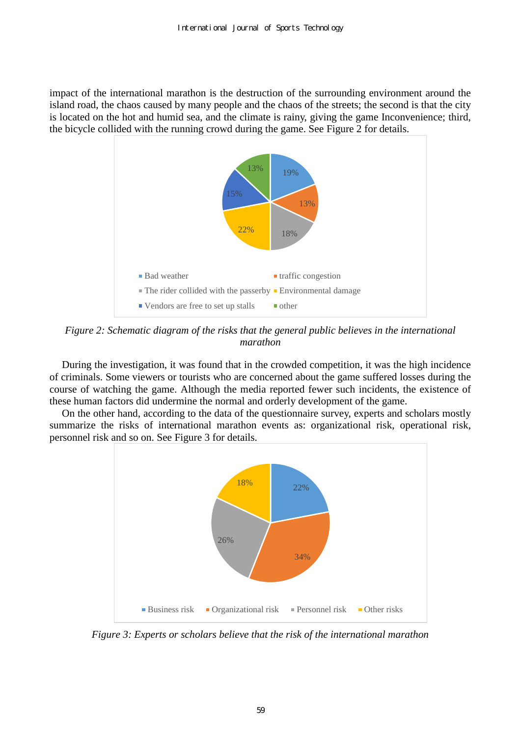impact of the international marathon is the destruction of the surrounding environment around the island road, the chaos caused by many people and the chaos of the streets; the second is that the city is located on the hot and humid sea, and the climate is rainy, giving the game Inconvenience; third, the bicycle collided with the running crowd during the game. See Figure 2 for details.

*Figure 2: Schematic diagram of the risks that the general public believes in the international marathon*

During the investigation, it was found that in the crowded competition, it was the high incidence of criminals. Some viewers or tourists who are concerned about the game suffered losses during the course of watching the game. Although the media reported fewer such incidents, the existence of these human factors did undermine the normal and orderly development of the game.

On the other hand, according to the data of the questionnaire survey, experts and scholars mostly summarize the risks of international marathon events as: organizational risk, operational risk, personnel risk and so on. See Figure 3 for details.

*Figure 3: Experts or scholars believe that the risk of the international marathon*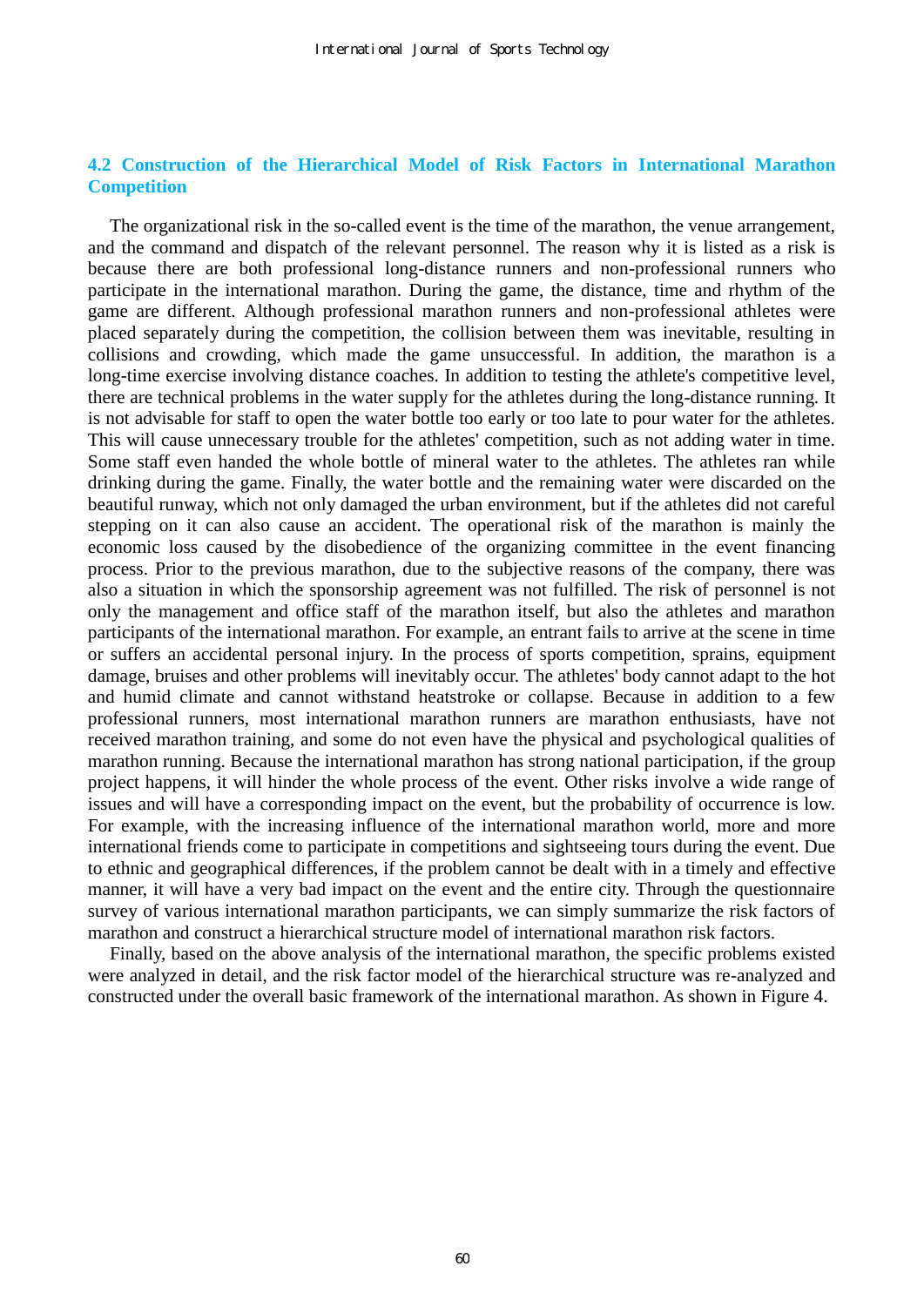### 4.2 Construction of the Hierarchical Model of Risk Factors in International Marathon Competition

The organizational risk in the so-called event is the time of the marathon, the venue arrangement, and the command and dispatch of the relevant personnel. The reason why it is listed as a risk is because there are both professional long-distance runners and non-professional runners who participate in the international marathon. During the game, the distance, time and rhythm of the game are different. Although professional marathon runners and non-professional athletes were placed separately during the competition, the collision between them was inevitable, resulting in collisions and crowding, which made the game unsuccessful. In addition, the marathon is a long-time exercise involving distance coaches. In addition to testing the athlete's competitive level, there are technical problems in the water supply for the athletes during the long-distance running. It is not advisable for staff to open the water bottle too early or too late to pour water for the athletes. This will cause unnecessary trouble for the athletes' competition, such as not adding water in time. Some staff even handed the whole bottle of mineral water to the athletes. The athletes ran while drinking during the game. Finally, the water bottle and the remaining water were discarded on the beautiful runway, which not only damaged the urban environment, but if the athletes did not careful stepping on it can also cause an accident. The operational risk of the marathon is mainly the economic loss caused by the disobedience of the organizing committee in the event financing process. Prior to the previous marathon, due to the subjective reasons of the company, there was also a situation in which the sponsorship agreement was not fulfilled. The risk of personnel is not only the management and office staff of the marathon itself, but also the athletes and marathon participants of the international marathon. For example, an entrant fails to arrive at the scene in time or suffers an accidental personal injury. In the process of sports competition, sprains, equipment damage, bruises and other problems will inevitably occur. The athletes' body cannot adapt to the hot and humid climate and cannot withstand heatstroke or collapse. Because in addition to a few professional runners, most international marathon runners are marathon enthusiasts, have not received marathon training, and some do not even have the physical and psychological qualities of marathon running. Because the international marathon has strong national participation, if the group project happens, it will hinder the whole process of the event. Other risks involve a wide range of issues and will have a corresponding impact on the event, but the probability of occurrence is low. For example, with the increasing influence of the international marathon world, more and more international friends come to participate in competitions and sightseeing tours during the event. Due to ethnic and geographical differences, if the problem cannot be dealt with in a timely and effective manner, it will have a very bad impact on the event and the entire city. Through the questionnaire survey of various international marathon participants, we can simply summarize the risk factors of marathon and construct a hierarchical structure model of international marathon risk factors.

Finally, based on the above analysis of the international marathon, the specific problems existed were analyzed in detail, and the risk factor model of the hierarchical structure was re-analyzed and constructed under the overall basic framework of the international marathon. As shown in Figure 4.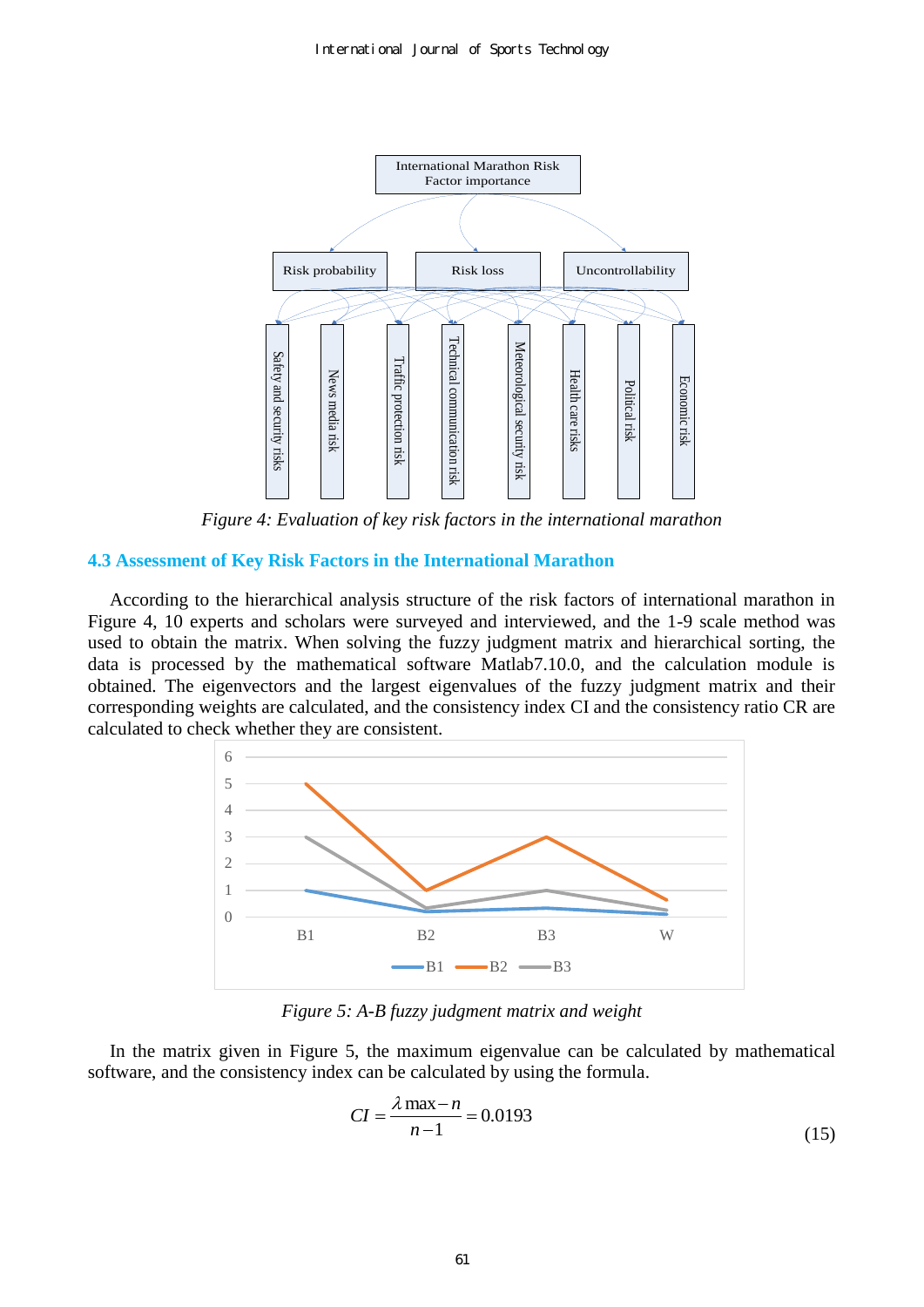Figure 4: *Evaluation of key risk factors in the international marathon*

### 4.3 Assessment of Key Risk Factors in the International Marathon

According to the hierarchical analysis structure of the risk factors of international marathon in Figure 4, 10 experts and scholars were surveyed and interviewed, and the 1-9 scale method was used to obtain the matrix. When solving the fuzzy judgment matrix and hierarchical sorting, the data is processed by the mathematical software Matlab7.10.0, and the calculation module is obtained. The eigenvectors and the largest eigenvalues of the fuzzy judgment matrix and their corresponding weights are calculated, and the consistency index CI and the consistency ratio CR are calculated to check whether they are consistent.

*Figure 5: A-B fuzzy judgment matrix and weight*

In the matrix given in Figure 5, the maximum eigenvalue can be calculated by mathematical software, and the consistency index can be calculated by using the formula.

$$CI = \frac{\lambda \max - n}{n-1} = 0.0193 \tag{15}$$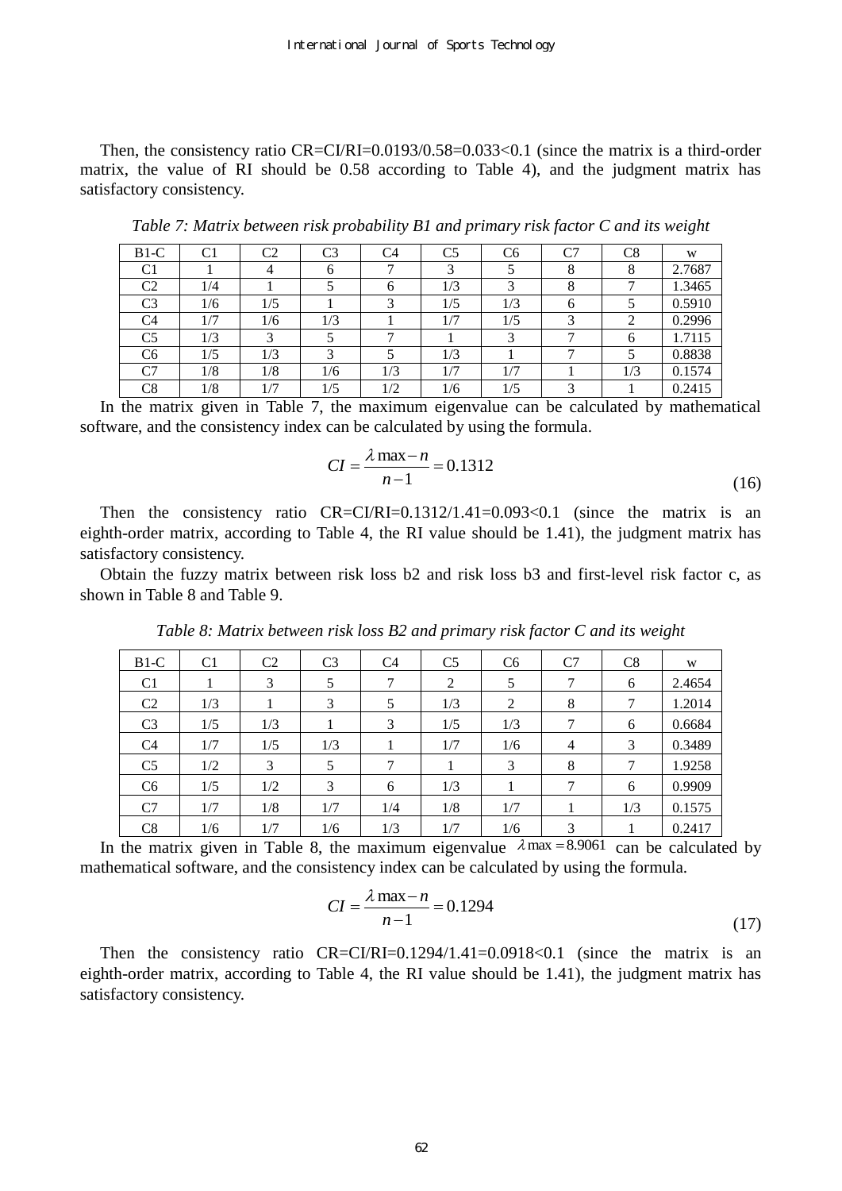Then, the consistency ratio CR=CI/RI=0.0193/0.58=0.033<0.1 (since the matrix is a third-order matrix, the value of RI should be 0.58 according to Table 4), and the judgment matrix has satisfactory consistency.

*Table 7: Matrix between risk probability B1 and primary risk factor C and its weight*

| B1-C | C1 | C2 | C3 | C4 | C5 | C6 | C7 | C8 | w |
|---|---|---|---|---|---|---|---|---|---|
| C1 | 1 | 4 | 6 | 7 | 3 | 5 | 8 | 8 | 2.7687 |
| C2 | 1/4 | 1 | 5 | 6 | 1/3 | 3 | 8 | 7 | 1.3465 |
| C3 | 1/6 | 1/5 | 1 | 3 | 1/5 | 1/3 | 6 | 5 | 0.5910 |
| C4 | 1/7 | 1/6 | 1/3 | 1 | 1/7 | 1/5 | 3 | 2 | 0.2996 |
| C5 | 1/3 | 3 | 5 | 7 | 1 | 3 | 7 | 6 | 1.7115 |
| C6 | 1/5 | 1/3 | 3 | 5 | 1/3 | 1 | 7 | 5 | 0.8838 |
| C7 | 1/8 | 1/8 | 1/6 | 1/3 | 1/7 | 1/7 | 1 | 1/3 | 0.1574 |
| C8 | 1/8 | 1/7 | 1/5 | 1/2 | 1/6 | 1/5 | 3 | 1 | 0.2415 |

In the matrix given in Table 7, the maximum eigenvalue can be calculated by mathematical software, and the consistency index can be calculated by using the formula.

$$CI = \frac{\lambda\max - n}{n-1} = 0.1312 \tag{16}$$

Then the consistency ratio CR=CI/RI=0.1312/1.41=0.093<0.1 (since the matrix is an eighth-order matrix, according to Table 4, the RI value should be 1.41), the judgment matrix has satisfactory consistency.

Obtain the fuzzy matrix between risk loss b2 and risk loss b3 and first-level risk factor c, as shown in Table 8 and Table 9.

*Table 8: Matrix between risk loss B2 and primary risk factor C and its weight*

| B1-C | C1 | C2 | C3 | C4 | C5 | C6 | C7 | C8 | w |
|---|---|---|---|---|---|---|---|---|---|
| C1 | 1 | 3 | 5 | 7 | 2 | 5 | 7 | 6 | 2.4654 |
| C2 | 1/3 | 1 | 3 | 5 | 1/3 | 2 | 8 | 7 | 1.2014 |
| C3 | 1/5 | 1/3 | 1 | 3 | 1/5 | 1/3 | 7 | 6 | 0.6684 |
| C4 | 1/7 | 1/5 | 1/3 | 1 | 1/7 | 1/6 | 4 | 3 | 0.3489 |
| C5 | 1/2 | 3 | 5 | 7 | 1 | 3 | 8 | 7 | 1.9258 |
| C6 | 1/5 | 1/2 | 3 | 6 | 1/3 | 1 | 7 | 6 | 0.9909 |
| C7 | 1/7 | 1/8 | 1/7 | 1/4 | 1/8 | 1/7 | 1 | 1/3 | 0.1575 |
| C8 | 1/6 | 1/7 | 1/6 | 1/3 | 1/7 | 1/6 | 3 | 1 | 0.2417 |

In the matrix given in Table 8, the maximum eigenvalue $\lambda\max = 8.9061$ can be calculated by mathematical software, and the consistency index can be calculated by using the formula.

$$CI = \frac{\lambda\max - n}{n-1} = 0.1294 \tag{17}$$

Then the consistency ratio CR=CI/RI=0.1294/1.41=0.0918<0.1 (since the matrix is an eighth-order matrix, according to Table 4, the RI value should be 1.41), the judgment matrix has satisfactory consistency.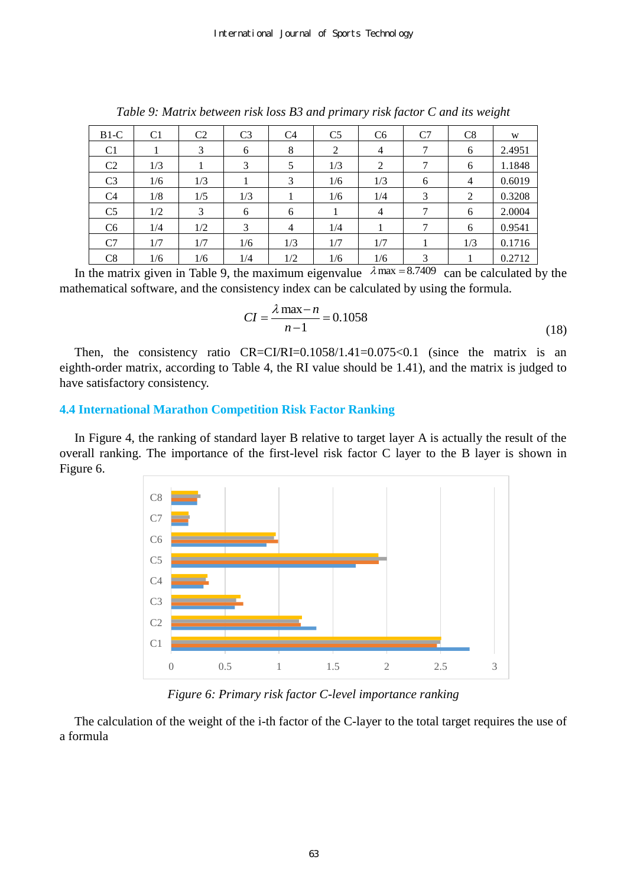*Table 9: Matrix between risk loss B3 and primary risk factor C and its weight*

| B1-C | C1 | C2 | C3 | C4 | C5 | C6 | C7 | C8 | w |
|---|---|---|---|---|---|---|---|---|---|
| C1 | 1 | 3 | 6 | 8 | 2 | 4 | 7 | 6 | 2.4951 |
| C2 | 1/3 | 1 | 3 | 5 | 1/3 | 2 | 7 | 6 | 1.1848 |
| C3 | 1/6 | 1/3 | 1 | 3 | 1/6 | 1/3 | 6 | 4 | 0.6019 |
| C4 | 1/8 | 1/5 | 1/3 | 1 | 1/6 | 1/4 | 3 | 2 | 0.3208 |
| C5 | 1/2 | 3 | 6 | 6 | 1 | 4 | 7 | 6 | 2.0004 |
| C6 | 1/4 | 1/2 | 3 | 4 | 1/4 | 1 | 7 | 6 | 0.9541 |
| C7 | 1/7 | 1/7 | 1/6 | 1/3 | 1/7 | 1/7 | 1 | 1/3 | 0.1716 |
| C8 | 1/6 | 1/6 | 1/4 | 1/2 | 1/6 | 1/6 | 3 | 1 | 0.2712 |

In the matrix given in Table 9, the maximum eigenvalue $\lambda \max = 8.7409$ can be calculated by the mathematical software, and the consistency index can be calculated by using the formula.

$$CI = \frac{\lambda \max - n}{n-1} = 0.1058 \tag{18}$$

Then, the consistency ratio CR=CI/RI=0.1058/1.41=0.075<0.1 (since the matrix is an eighth-order matrix, according to Table 4, the RI value should be 1.41), and the matrix is judged to have satisfactory consistency.

### 4.4 International Marathon Competition Risk Factor Ranking

In Figure 4, the ranking of standard layer B relative to target layer A is actually the result of the overall ranking. The importance of the first-level risk factor C layer to the B layer is shown in Figure 6.

*Figure 6: Primary risk factor C-level importance ranking*

The calculation of the weight of the i-th factor of the C-layer to the total target requires the use of a formula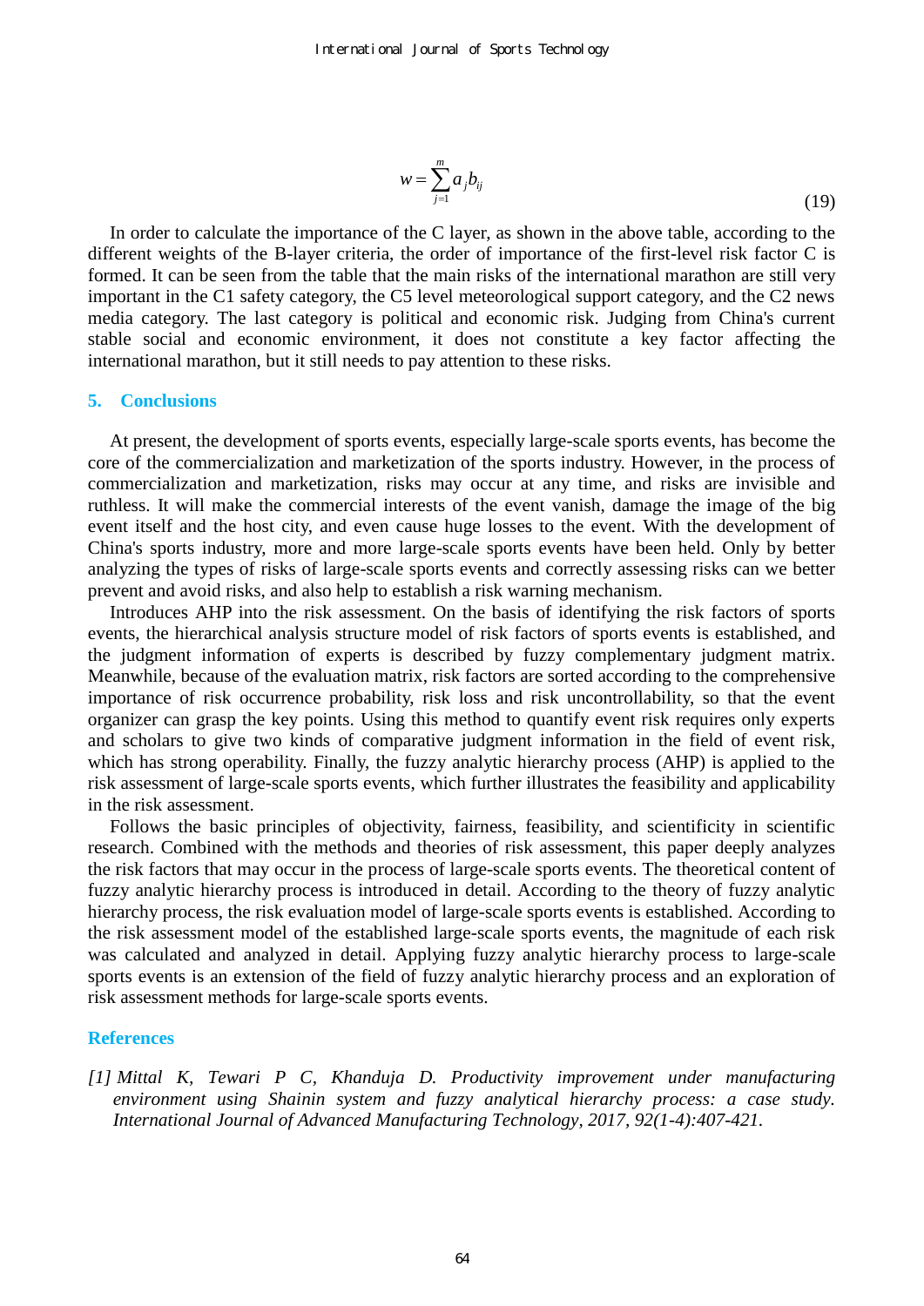$$w=\sum_{j=1}^{m}a_j b_{ij} \tag{19}$$

In order to calculate the importance of the C layer, as shown in the above table, according to the different weights of the B-layer criteria, the order of importance of the first-level risk factor C is formed. It can be seen from the table that the main risks of the international marathon are still very important in the C1 safety category, the C5 level meteorological support category, and the C2 news media category. The last category is political and economic risk. Judging from China's current stable social and economic environment, it does not constitute a key factor affecting the international marathon, but it still needs to pay attention to these risks.

## 5. Conclusions

At present, the development of sports events, especially large-scale sports events, has become the core of the commercialization and marketization of the sports industry. However, in the process of commercialization and marketization, risks may occur at any time, and risks are invisible and ruthless. It will make the commercial interests of the event vanish, damage the image of the big event itself and the host city, and even cause huge losses to the event. With the development of China's sports industry, more and more large-scale sports events have been held. Only by better analyzing the types of risks of large-scale sports events and correctly assessing risks can we better prevent and avoid risks, and also help to establish a risk warning mechanism.

Introduces AHP into the risk assessment. On the basis of identifying the risk factors of sports events, the hierarchical analysis structure model of risk factors of sports events is established, and the judgment information of experts is described by fuzzy complementary judgment matrix. Meanwhile, because of the evaluation matrix, risk factors are sorted according to the comprehensive importance of risk occurrence probability, risk loss and risk uncontrollability, so that the event organizer can grasp the key points. Using this method to quantify event risk requires only experts and scholars to give two kinds of comparative judgment information in the field of event risk, which has strong operability. Finally, the fuzzy analytic hierarchy process (AHP) is applied to the risk assessment of large-scale sports events, which further illustrates the feasibility and applicability in the risk assessment.

Follows the basic principles of objectivity, fairness, feasibility, and scientificity in scientific research. Combined with the methods and theories of risk assessment, this paper deeply analyzes the risk factors that may occur in the process of large-scale sports events. The theoretical content of fuzzy analytic hierarchy process is introduced in detail. According to the theory of fuzzy analytic hierarchy process, the risk evaluation model of large-scale sports events is established. According to the risk assessment model of the established large-scale sports events, the magnitude of each risk was calculated and analyzed in detail. Applying fuzzy analytic hierarchy process to large-scale sports events is an extension of the field of fuzzy analytic hierarchy process and an exploration of risk assessment methods for large-scale sports events.

## References

*[1] Mittal K, Tewari P C, Khanduja D. Productivity improvement under manufacturing environment using Shainin system and fuzzy analytical hierarchy process: a case study. International Journal of Advanced Manufacturing Technology, 2017, 92(1-4):407-421.*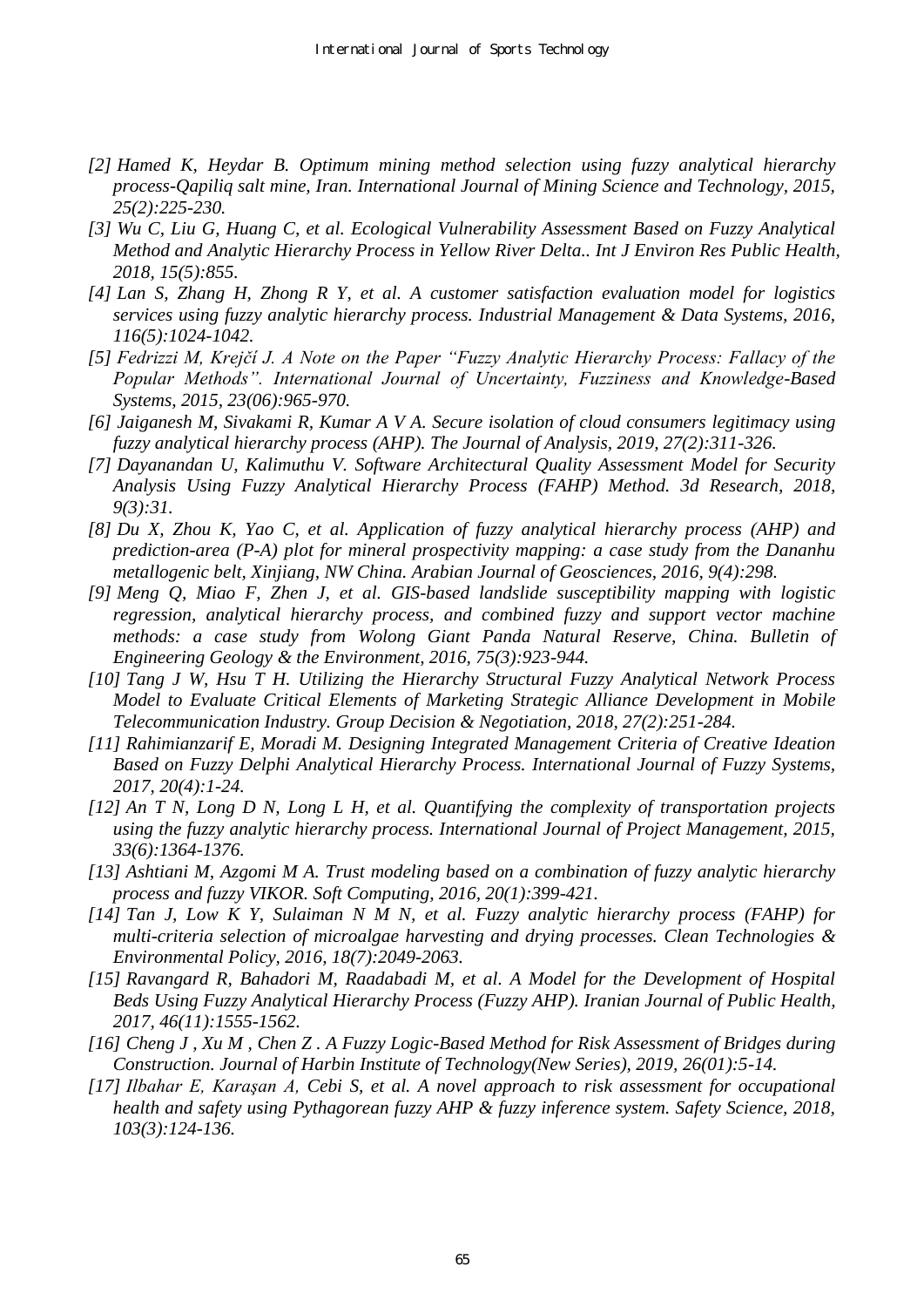*[2] Hamed K, Heydar B. Optimum mining method selection using fuzzy analytical hierarchy process-Qapiliq salt mine, Iran. International Journal of Mining Science and Technology, 2015, 25(2):225-230.*

*[3] Wu C, Liu G, Huang C, et al. Ecological Vulnerability Assessment Based on Fuzzy Analytical Method and Analytic Hierarchy Process in Yellow River Delta.. Int J Environ Res Public Health, 2018, 15(5):855.*

*[4] Lan S, Zhang H, Zhong R Y, et al. A customer satisfaction evaluation model for logistics services using fuzzy analytic hierarchy process. Industrial Management & Data Systems, 2016, 116(5):1024-1042.*

*[5] Fedrizzi M, Krejčí J. A Note on the Paper "Fuzzy Analytic Hierarchy Process: Fallacy of the Popular Methods". International Journal of Uncertainty, Fuzziness and Knowledge-Based Systems, 2015, 23(06):965-970.*

*[6] Jaiganesh M, Sivakami R, Kumar A V A. Secure isolation of cloud consumers legitimacy using fuzzy analytical hierarchy process (AHP). The Journal of Analysis, 2019, 27(2):311-326.*

*[7] Dayanandan U, Kalimuthu V. Software Architectural Quality Assessment Model for Security Analysis Using Fuzzy Analytical Hierarchy Process (FAHP) Method. 3d Research, 2018, 9(3):31.*

*[8] Du X, Zhou K, Yao C, et al. Application of fuzzy analytical hierarchy process (AHP) and prediction-area (P-A) plot for mineral prospectivity mapping: a case study from the Dananhu metallogenic belt, Xinjiang, NW China. Arabian Journal of Geosciences, 2016, 9(4):298.*

*[9] Meng Q, Miao F, Zhen J, et al. GIS-based landslide susceptibility mapping with logistic regression, analytical hierarchy process, and combined fuzzy and support vector machine methods: a case study from Wolong Giant Panda Natural Reserve, China. Bulletin of Engineering Geology & the Environment, 2016, 75(3):923-944.*

*[10] Tang J W, Hsu T H. Utilizing the Hierarchy Structural Fuzzy Analytical Network Process Model to Evaluate Critical Elements of Marketing Strategic Alliance Development in Mobile Telecommunication Industry. Group Decision & Negotiation, 2018, 27(2):251-284.*

*[11] Rahimianzarif E, Moradi M. Designing Integrated Management Criteria of Creative Ideation Based on Fuzzy Delphi Analytical Hierarchy Process. International Journal of Fuzzy Systems, 2017, 20(4):1-24.*

*[12] An T N, Long D N, Long L H, et al. Quantifying the complexity of transportation projects using the fuzzy analytic hierarchy process. International Journal of Project Management, 2015, 33(6):1364-1376.*

*[13] Ashtiani M, Azgomi M A. Trust modeling based on a combination of fuzzy analytic hierarchy process and fuzzy VIKOR. Soft Computing, 2016, 20(1):399-421.*

*[14] Tan J, Low K Y, Sulaiman N M N, et al. Fuzzy analytic hierarchy process (FAHP) for multi-criteria selection of microalgae harvesting and drying processes. Clean Technologies & Environmental Policy, 2016, 18(7):2049-2063.*

*[15] Ravangard R, Bahadori M, Raadabadi M, et al. A Model for the Development of Hospital Beds Using Fuzzy Analytical Hierarchy Process (Fuzzy AHP). Iranian Journal of Public Health, 2017, 46(11):1555-1562.*

*[16] Cheng J , Xu M , Chen Z . A Fuzzy Logic-Based Method for Risk Assessment of Bridges during Construction. Journal of Harbin Institute of Technology(New Series), 2019, 26(01):5-14.*

*[17] Ilbahar E, Karaşan A, Cebi S, et al. A novel approach to risk assessment for occupational health and safety using Pythagorean fuzzy AHP & fuzzy inference system. Safety Science, 2018, 103(3):124-136.*